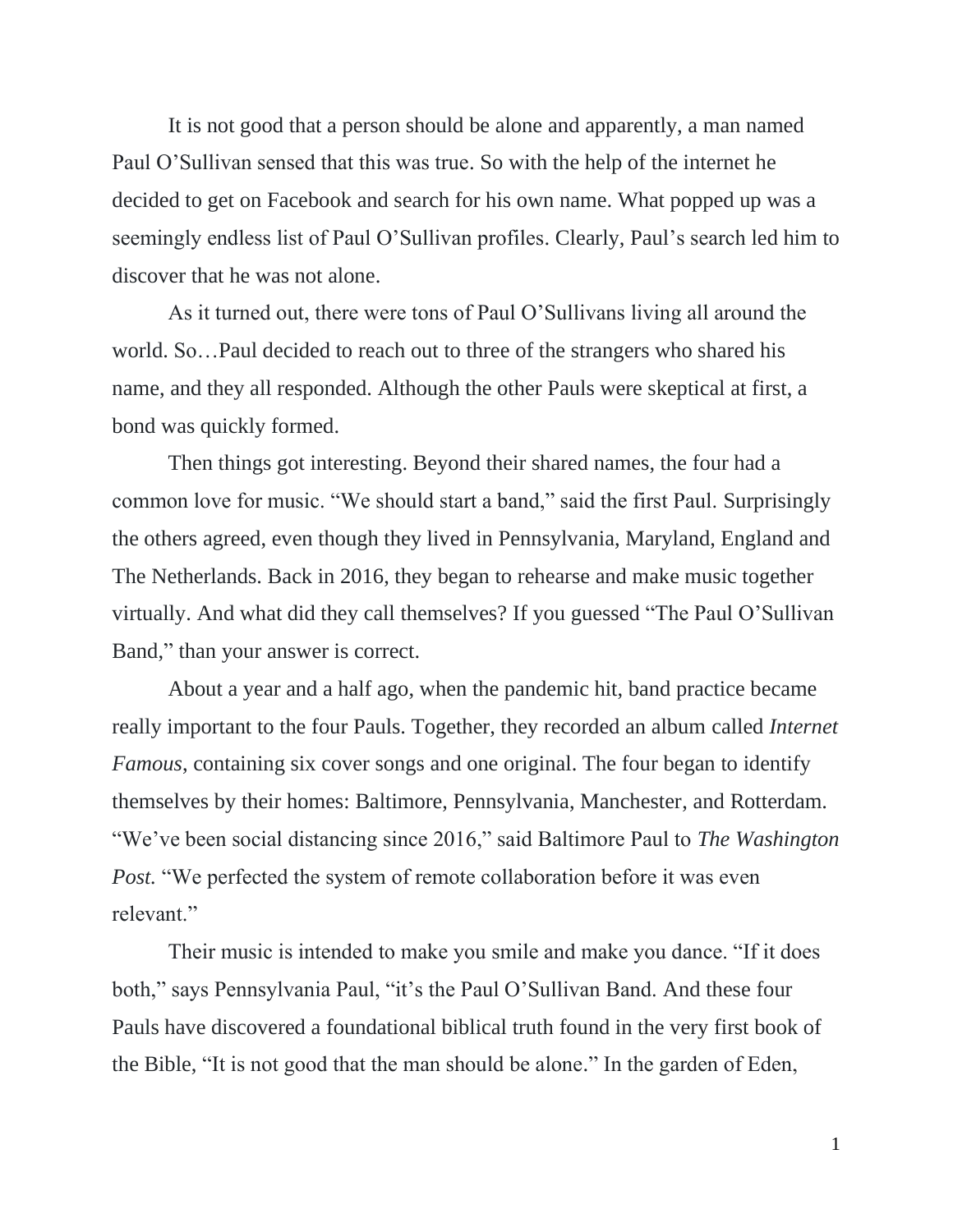It is not good that a person should be alone and apparently, a man named Paul O'Sullivan sensed that this was true. So with the help of the internet he decided to get on Facebook and search for his own name. What popped up was a seemingly endless list of Paul O'Sullivan profiles. Clearly, Paul's search led him to discover that he was not alone.

As it turned out, there were tons of Paul O'Sullivans living all around the world. So…Paul decided to reach out to three of the strangers who shared his name, and they all responded. Although the other Pauls were skeptical at first, a bond was quickly formed.

Then things got interesting. Beyond their shared names, the four had a common love for music. "We should start a band," said the first Paul. Surprisingly the others agreed, even though they lived in Pennsylvania, Maryland, England and The Netherlands. Back in 2016, they began to rehearse and make music together virtually. And what did they call themselves? If you guessed "The Paul O'Sullivan Band," than your answer is correct.

About a year and a half ago, when the pandemic hit, band practice became really important to the four Pauls. Together, they recorded an album called *Internet Famous*, containing six cover songs and one original. The four began to identify themselves by their homes: Baltimore, Pennsylvania, Manchester, and Rotterdam. "We've been social distancing since 2016," said Baltimore Paul to *The Washington Post.* "We perfected the system of remote collaboration before it was even relevant."

Their music is intended to make you smile and make you dance. "If it does both," says Pennsylvania Paul, "it's the Paul O'Sullivan Band. And these four Pauls have discovered a foundational biblical truth found in the very first book of the Bible, "It is not good that the man should be alone." In the garden of Eden,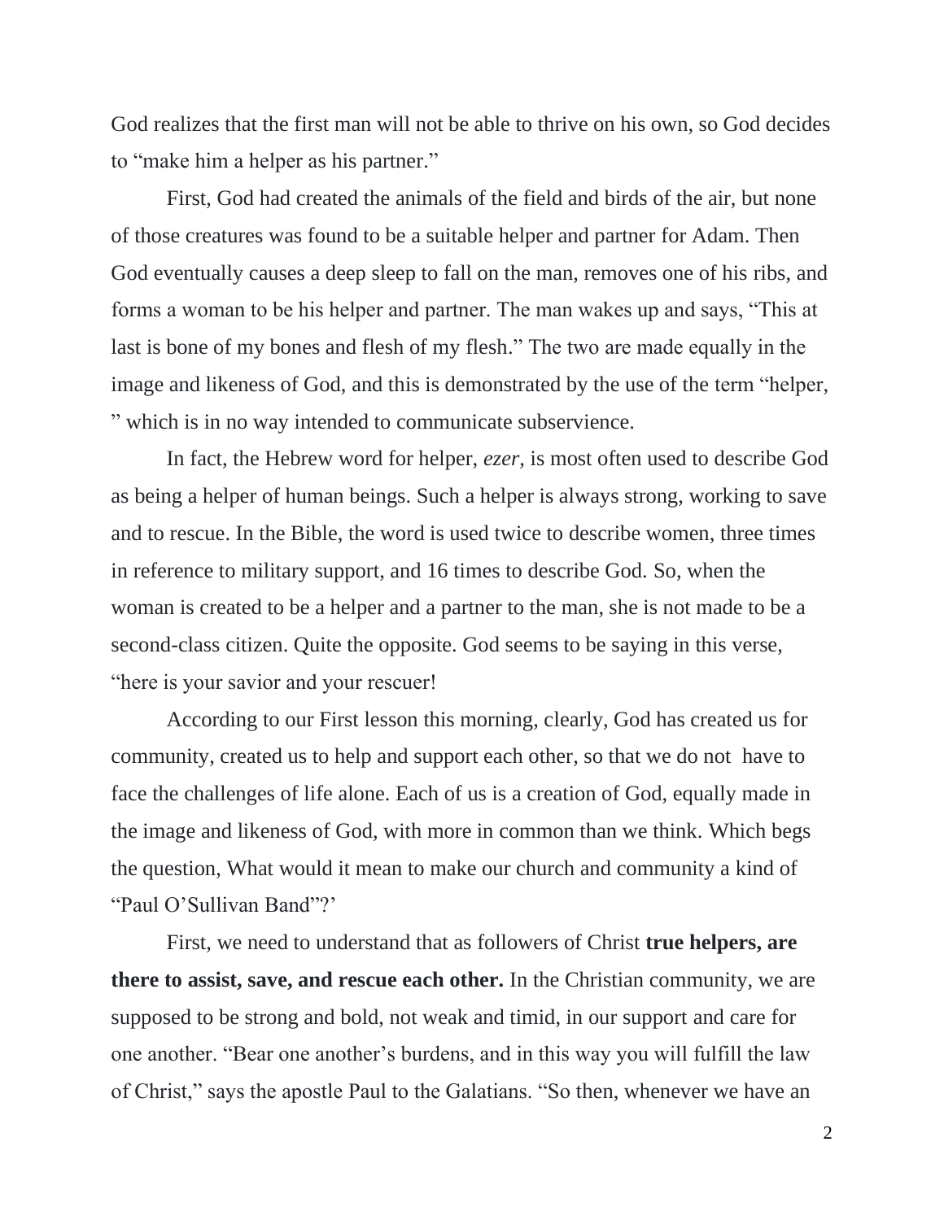God realizes that the first man will not be able to thrive on his own, so God decides to "make him a helper as his partner."

First, God had created the animals of the field and birds of the air, but none of those creatures was found to be a suitable helper and partner for Adam. Then God eventually causes a deep sleep to fall on the man, removes one of his ribs, and forms a woman to be his helper and partner. The man wakes up and says, "This at last is bone of my bones and flesh of my flesh." The two are made equally in the image and likeness of God, and this is demonstrated by the use of the term "helper, " which is in no way intended to communicate subservience.

In fact, the Hebrew word for helper, *ezer*, is most often used to describe God as being a helper of human beings. Such a helper is always strong, working to save and to rescue. In the Bible, the word is used twice to describe women, three times in reference to military support, and 16 times to describe God. So, when the woman is created to be a helper and a partner to the man, she is not made to be a second-class citizen. Quite the opposite. God seems to be saying in this verse, "here is your savior and your rescuer!

According to our First lesson this morning, clearly, God has created us for community, created us to help and support each other, so that we do not  have to face the challenges of life alone. Each of us is a creation of God, equally made in the image and likeness of God, with more in common than we think. Which begs the question, What would it mean to make our church and community a kind of "Paul O'Sullivan Band"?'

First, we need to understand that as followers of Christ **true helpers, are there to assist, save, and rescue each other.** In the Christian community, we are supposed to be strong and bold, not weak and timid, in our support and care for one another. "Bear one another's burdens, and in this way you will fulfill the law of Christ," says the apostle Paul to the Galatians. "So then, whenever we have an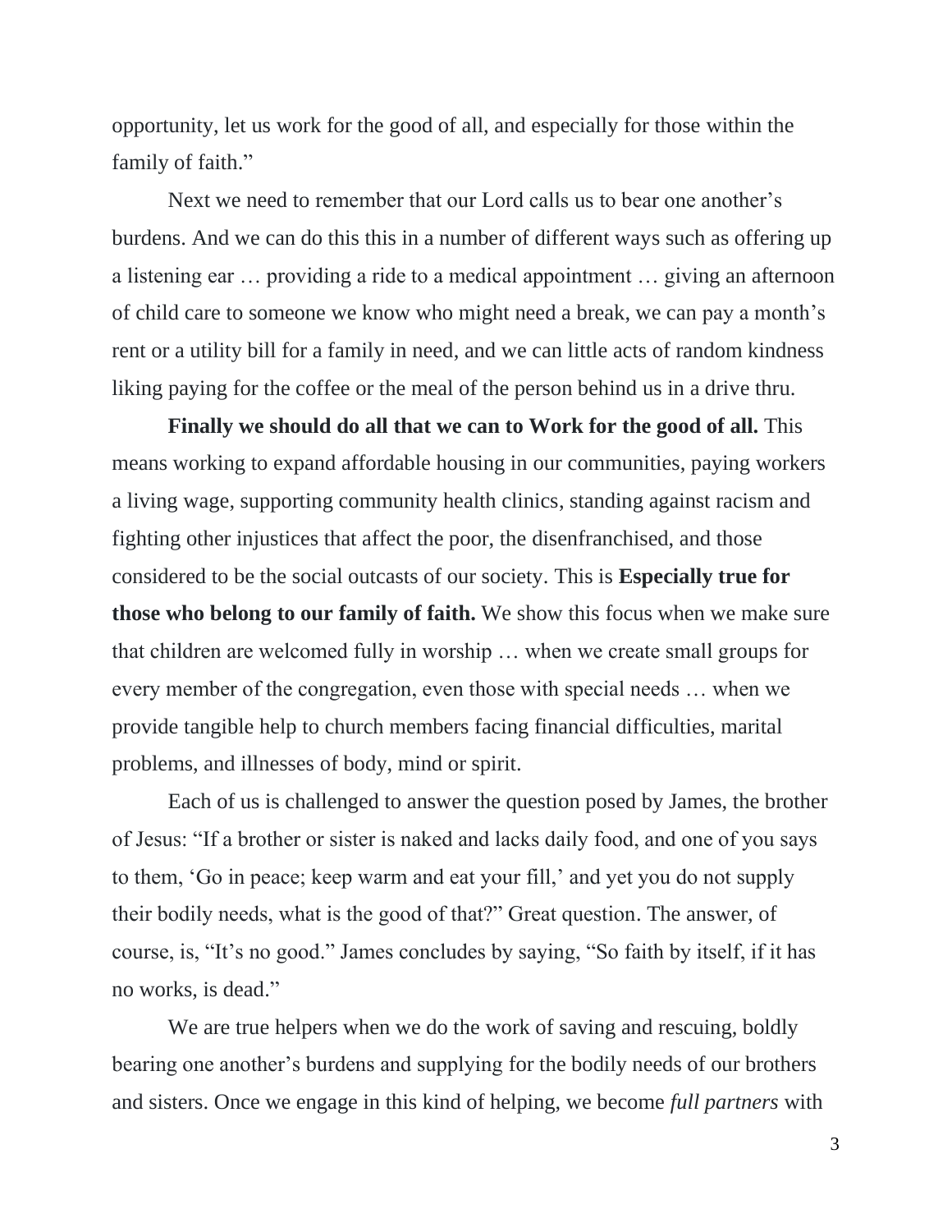opportunity, let us work for the good of all, and especially for those within the family of faith."

Next we need to remember that our Lord calls us to bear one another's burdens. And we can do this this in a number of different ways such as offering up a listening ear … providing a ride to a medical appointment … giving an afternoon of child care to someone we know who might need a break, we can pay a month's rent or a utility bill for a family in need, and we can little acts of random kindness liking paying for the coffee or the meal of the person behind us in a drive thru.

**Finally we should do all that we can to Work for the good of all.** This means working to expand affordable housing in our communities, paying workers a living wage, supporting community health clinics, standing against racism and fighting other injustices that affect the poor, the disenfranchised, and those considered to be the social outcasts of our society. This is **Especially true for those who belong to our family of faith.** We show this focus when we make sure that children are welcomed fully in worship … when we create small groups for every member of the congregation, even those with special needs … when we provide tangible help to church members facing financial difficulties, marital problems, and illnesses of body, mind or spirit.

Each of us is challenged to answer the question posed by James, the brother of Jesus: "If a brother or sister is naked and lacks daily food, and one of you says to them, 'Go in peace; keep warm and eat your fill,' and yet you do not supply their bodily needs, what is the good of that?" Great question. The answer, of course, is, "It's no good." James concludes by saying, "So faith by itself, if it has no works, is dead."

We are true helpers when we do the work of saving and rescuing, boldly bearing one another's burdens and supplying for the bodily needs of our brothers and sisters. Once we engage in this kind of helping, we become *full partners* with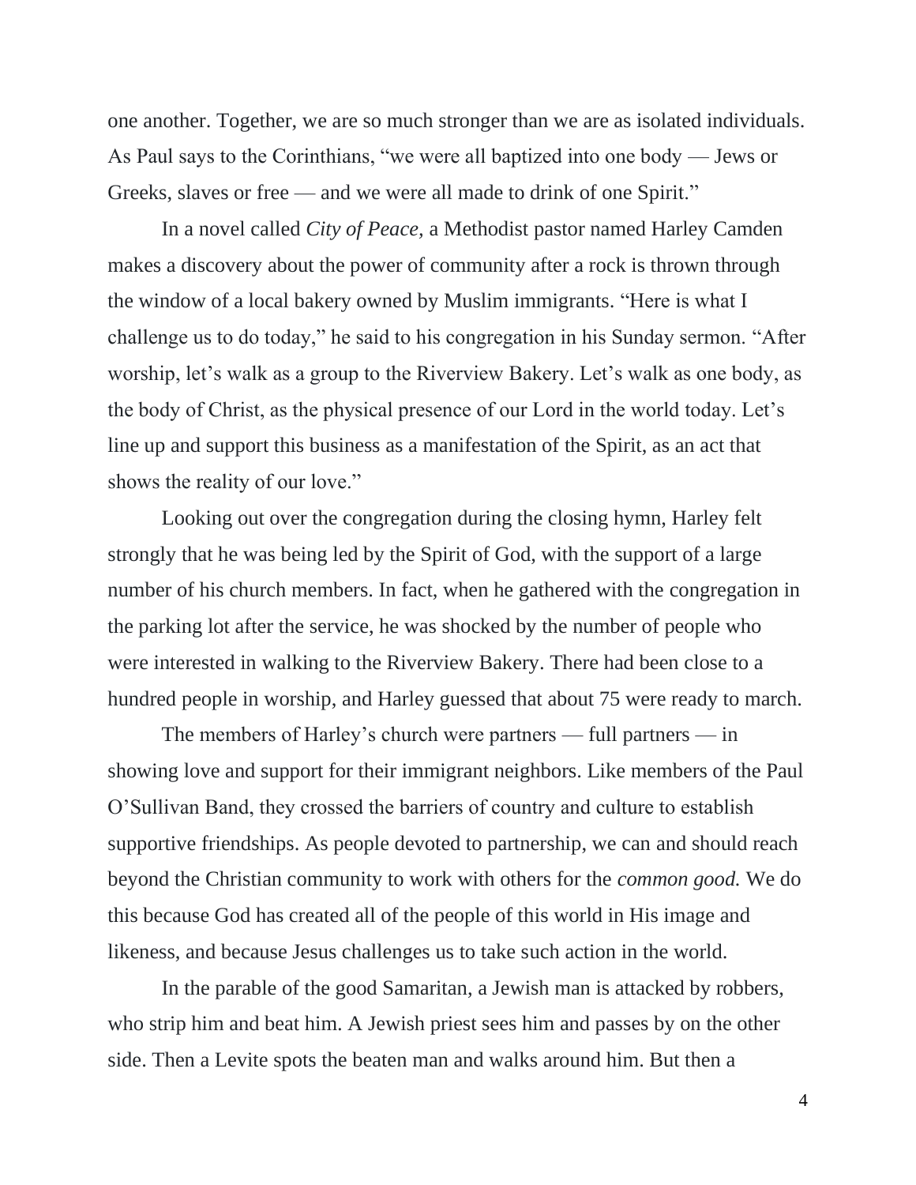one another. Together, we are so much stronger than we are as isolated individuals. As Paul says to the Corinthians, "we were all baptized into one body — Jews or Greeks, slaves or free — and we were all made to drink of one Spirit."

In a novel called *City of Peace,* a Methodist pastor named Harley Camden makes a discovery about the power of community after a rock is thrown through the window of a local bakery owned by Muslim immigrants. "Here is what I challenge us to do today," he said to his congregation in his Sunday sermon. "After worship, let's walk as a group to the Riverview Bakery. Let's walk as one body, as the body of Christ, as the physical presence of our Lord in the world today. Let's line up and support this business as a manifestation of the Spirit, as an act that shows the reality of our love."

Looking out over the congregation during the closing hymn, Harley felt strongly that he was being led by the Spirit of God, with the support of a large number of his church members. In fact, when he gathered with the congregation in the parking lot after the service, he was shocked by the number of people who were interested in walking to the Riverview Bakery. There had been close to a hundred people in worship, and Harley guessed that about 75 were ready to march.

The members of Harley's church were partners — full partners — in showing love and support for their immigrant neighbors. Like members of the Paul O'Sullivan Band, they crossed the barriers of country and culture to establish supportive friendships. As people devoted to partnership, we can and should reach beyond the Christian community to work with others for the *common good.* We do this because God has created all of the people of this world in His image and likeness, and because Jesus challenges us to take such action in the world.

In the parable of the good Samaritan, a Jewish man is attacked by robbers, who strip him and beat him. A Jewish priest sees him and passes by on the other side. Then a Levite spots the beaten man and walks around him. But then a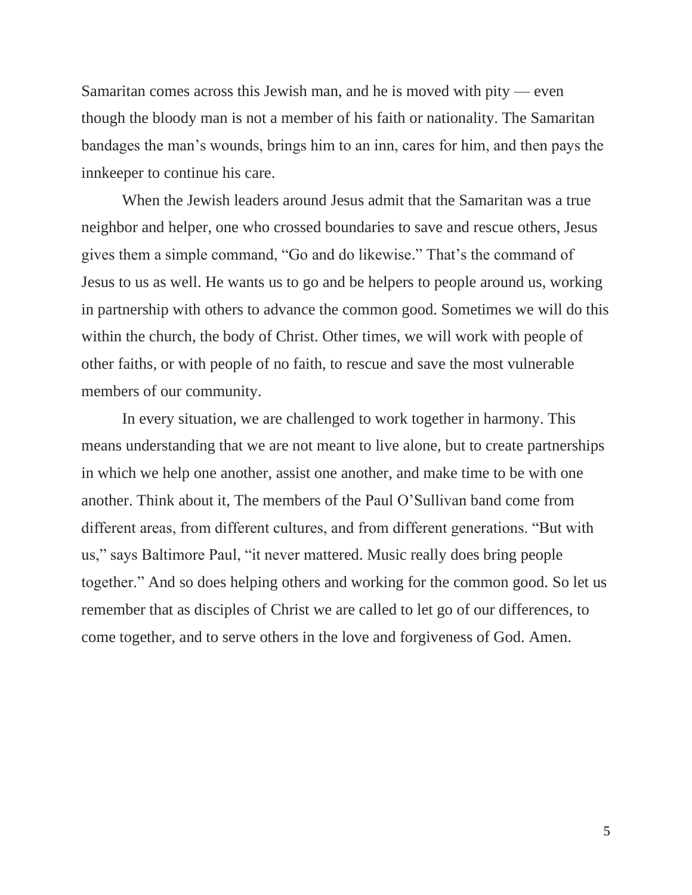Samaritan comes across this Jewish man, and he is moved with pity — even though the bloody man is not a member of his faith or nationality. The Samaritan bandages the man's wounds, brings him to an inn, cares for him, and then pays the innkeeper to continue his care.

When the Jewish leaders around Jesus admit that the Samaritan was a true neighbor and helper, one who crossed boundaries to save and rescue others, Jesus gives them a simple command, "Go and do likewise." That's the command of Jesus to us as well. He wants us to go and be helpers to people around us, working in partnership with others to advance the common good. Sometimes we will do this within the church, the body of Christ. Other times, we will work with people of other faiths, or with people of no faith, to rescue and save the most vulnerable members of our community.

In every situation, we are challenged to work together in harmony. This means understanding that we are not meant to live alone, but to create partnerships in which we help one another, assist one another, and make time to be with one another. Think about it, The members of the Paul O'Sullivan band come from different areas, from different cultures, and from different generations. "But with us," says Baltimore Paul, "it never mattered. Music really does bring people together." And so does helping others and working for the common good. So let us remember that as disciples of Christ we are called to let go of our differences, to come together, and to serve others in the love and forgiveness of God. Amen.